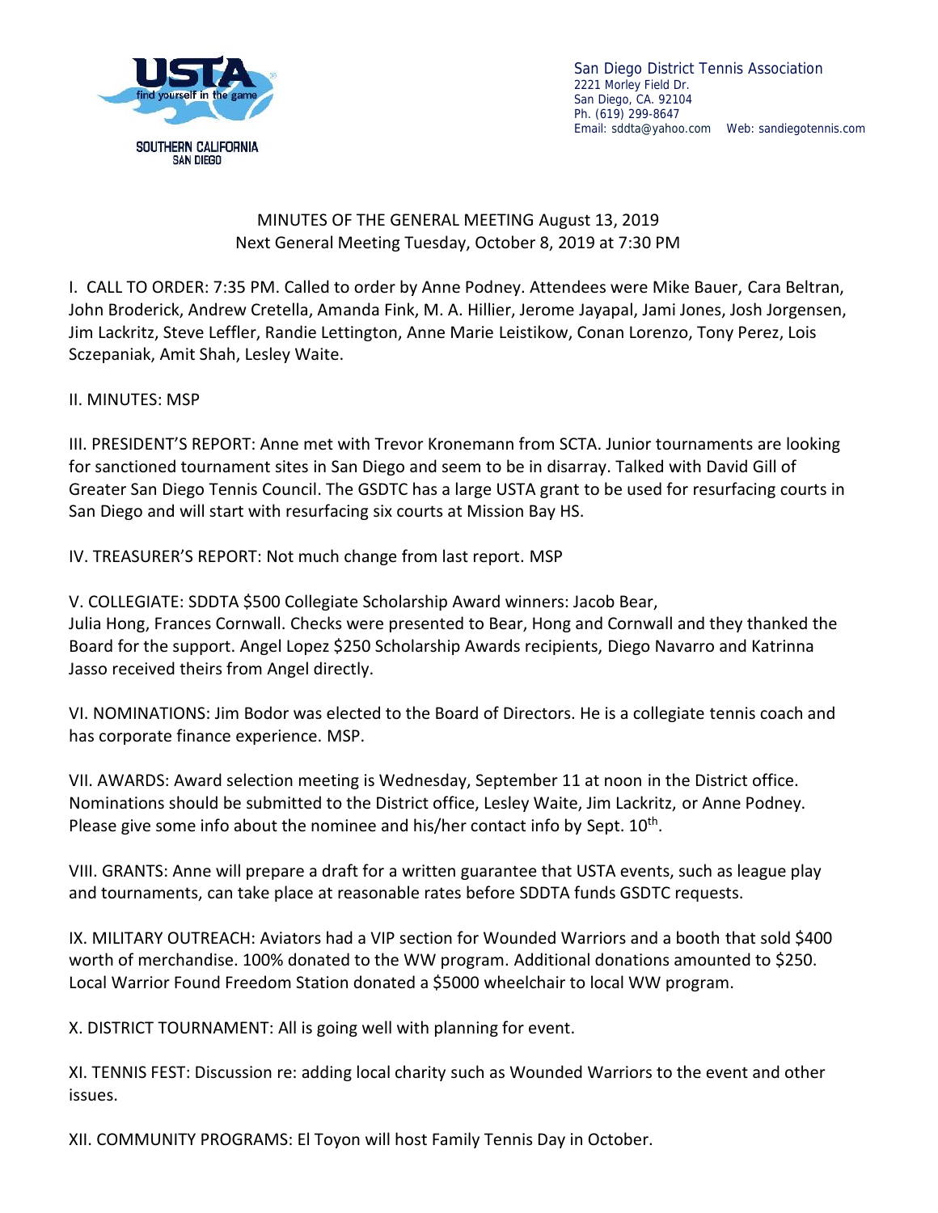SOUTHERN CALIFORNIA
SAN DIEGO

San Diego District Tennis Association
2221 Morley Field Dr.
San Diego, CA. 92104
Ph. (619) 299-8647
Email: sddta@yahoo.com   Web: sandiegotennis.com

MINUTES OF THE GENERAL MEETING August 13, 2019
Next General Meeting Tuesday, October 8, 2019 at 7:30 PM

I. CALL TO ORDER: 7:35 PM. Called to order by Anne Podney. Attendees were Mike Bauer, Cara Beltran, John Broderick, Andrew Cretella, Amanda Fink, M. A. Hillier, Jerome Jayapal, Jami Jones, Josh Jorgensen, Jim Lackritz, Steve Leffler, Randie Lettington, Anne Marie Leistikow, Conan Lorenzo, Tony Perez, Lois Sczepaniak, Amit Shah, Lesley Waite.

II. MINUTES: MSP

III. PRESIDENT'S REPORT: Anne met with Trevor Kronemann from SCTA. Junior tournaments are looking for sanctioned tournament sites in San Diego and seem to be in disarray. Talked with David Gill of Greater San Diego Tennis Council. The GSDTC has a large USTA grant to be used for resurfacing courts in San Diego and will start with resurfacing six courts at Mission Bay HS.

IV. TREASURER'S REPORT: Not much change from last report. MSP

V. COLLEGIATE: SDDTA $500 Collegiate Scholarship Award winners: Jacob Bear, Julia Hong, Frances Cornwall. Checks were presented to Bear, Hong and Cornwall and they thanked the Board for the support. Angel Lopez $250 Scholarship Awards recipients, Diego Navarro and Katrinna Jasso received theirs from Angel directly.

VI. NOMINATIONS: Jim Bodor was elected to the Board of Directors. He is a collegiate tennis coach and has corporate finance experience. MSP.

VII. AWARDS: Award selection meeting is Wednesday, September 11 at noon in the District office. Nominations should be submitted to the District office, Lesley Waite, Jim Lackritz, or Anne Podney. Please give some info about the nominee and his/her contact info by Sept. 10th.

VIII. GRANTS: Anne will prepare a draft for a written guarantee that USTA events, such as league play and tournaments, can take place at reasonable rates before SDDTA funds GSDTC requests.

IX. MILITARY OUTREACH: Aviators had a VIP section for Wounded Warriors and a booth that sold $400 worth of merchandise. 100% donated to the WW program. Additional donations amounted to $250. Local Warrior Found Freedom Station donated a $5000 wheelchair to local WW program.

X. DISTRICT TOURNAMENT: All is going well with planning for event.

XI. TENNIS FEST: Discussion re: adding local charity such as Wounded Warriors to the event and other issues.

XII. COMMUNITY PROGRAMS: El Toyon will host Family Tennis Day in October.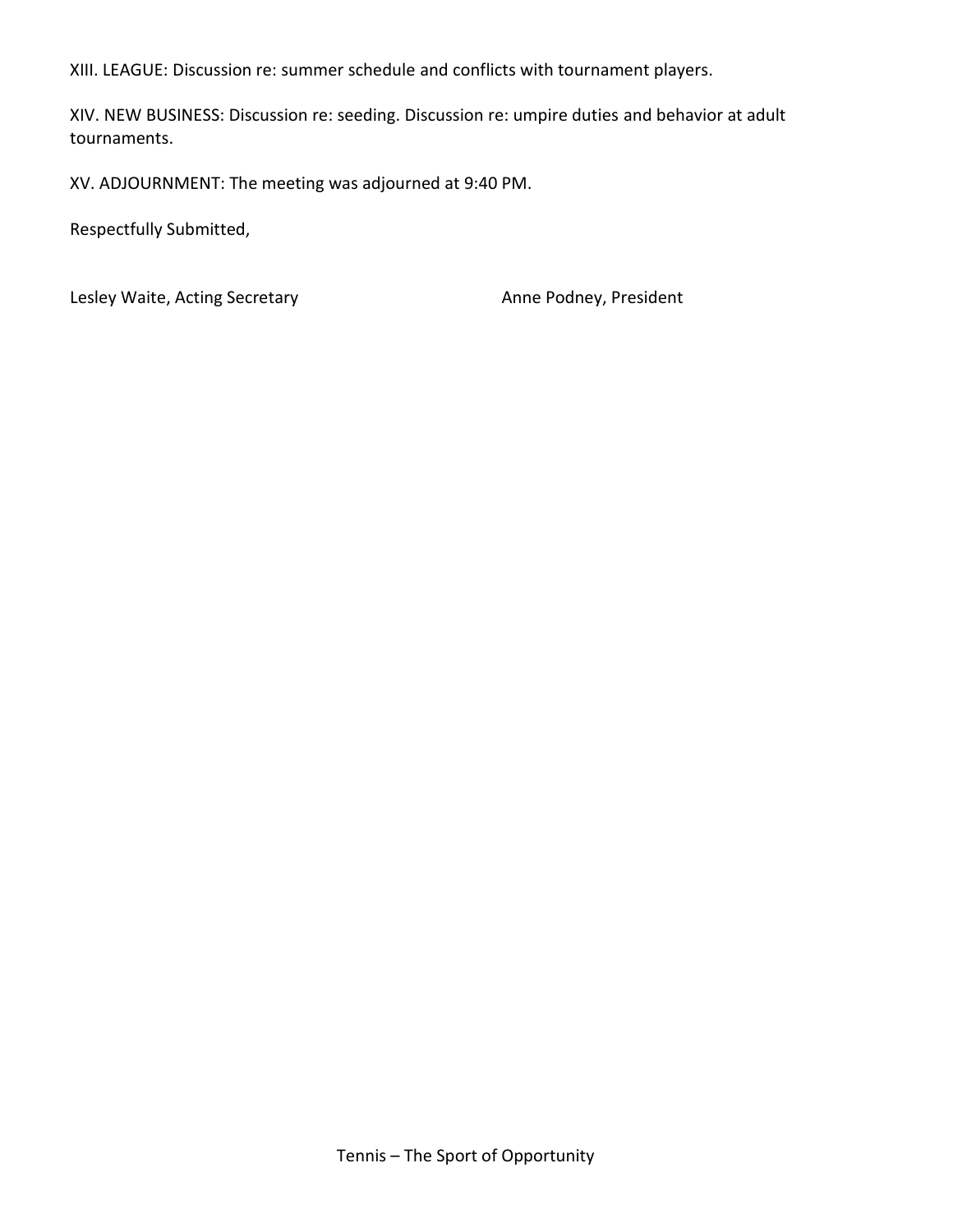XIII. LEAGUE: Discussion re: summer schedule and conflicts with tournament players.

XIV. NEW BUSINESS: Discussion re: seeding. Discussion re: umpire duties and behavior at adult tournaments.

XV. ADJOURNMENT: The meeting was adjourned at 9:40 PM.

Respectfully Submitted,

Lesley Waite, Acting Secretary

Anne Podney, President

Tennis – The Sport of Opportunity